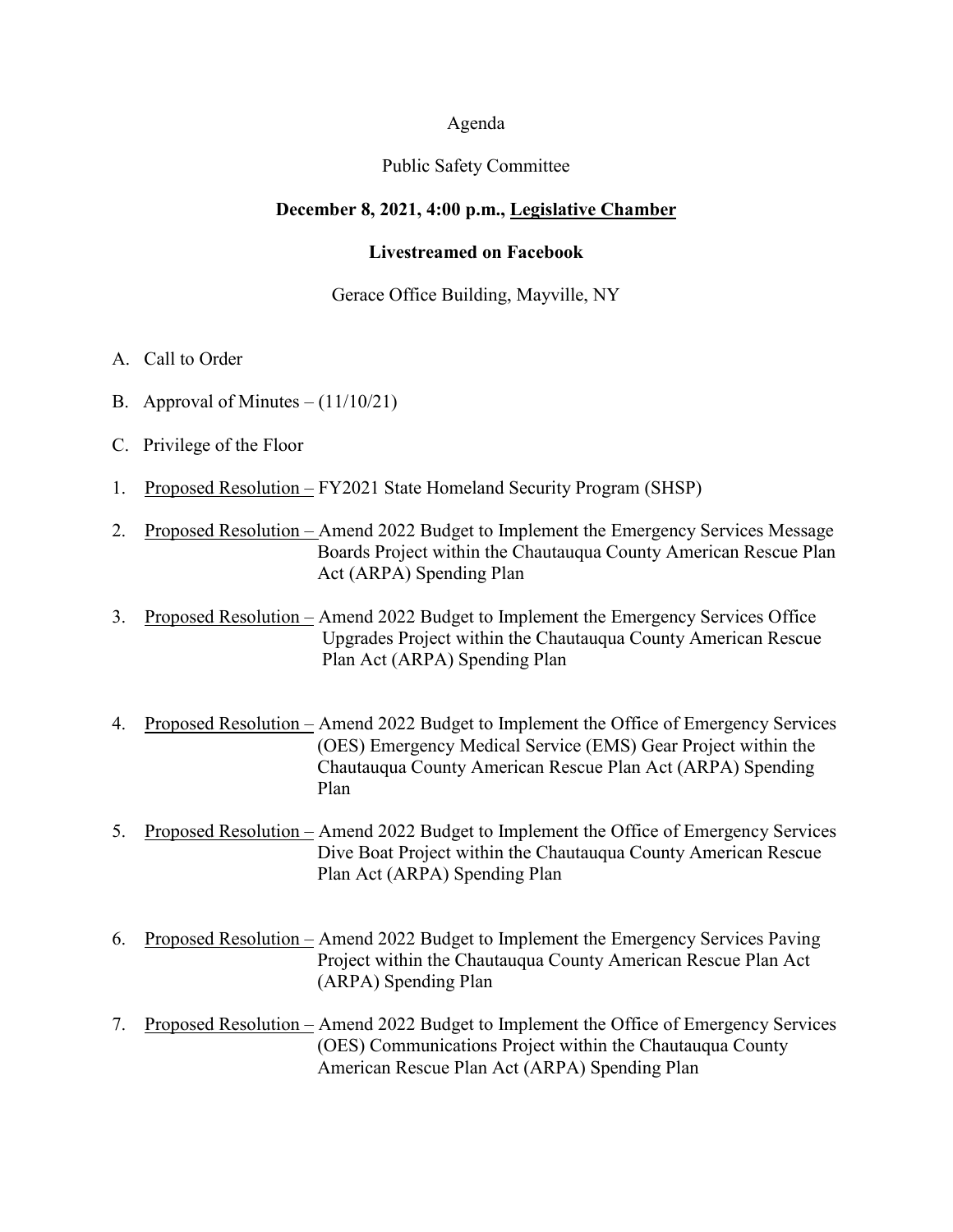Agenda

Public Safety Committee

**December 8, 2021, 4:00 p.m., Legislative Chamber**

**Livestreamed on Facebook**

Gerace Office Building, Mayville, NY

A. Call to Order

B. Approval of Minutes – (11/10/21)

C. Privilege of the Floor

1. Proposed Resolution – FY2021 State Homeland Security Program (SHSP)

2. Proposed Resolution – Amend 2022 Budget to Implement the Emergency Services Message Boards Project within the Chautauqua County American Rescue Plan Act (ARPA) Spending Plan

3. Proposed Resolution – Amend 2022 Budget to Implement the Emergency Services Office Upgrades Project within the Chautauqua County American Rescue Plan Act (ARPA) Spending Plan

4. Proposed Resolution – Amend 2022 Budget to Implement the Office of Emergency Services (OES) Emergency Medical Service (EMS) Gear Project within the Chautauqua County American Rescue Plan Act (ARPA) Spending Plan

5. Proposed Resolution – Amend 2022 Budget to Implement the Office of Emergency Services Dive Boat Project within the Chautauqua County American Rescue Plan Act (ARPA) Spending Plan

6. Proposed Resolution – Amend 2022 Budget to Implement the Emergency Services Paving Project within the Chautauqua County American Rescue Plan Act (ARPA) Spending Plan

7. Proposed Resolution – Amend 2022 Budget to Implement the Office of Emergency Services (OES) Communications Project within the Chautauqua County American Rescue Plan Act (ARPA) Spending Plan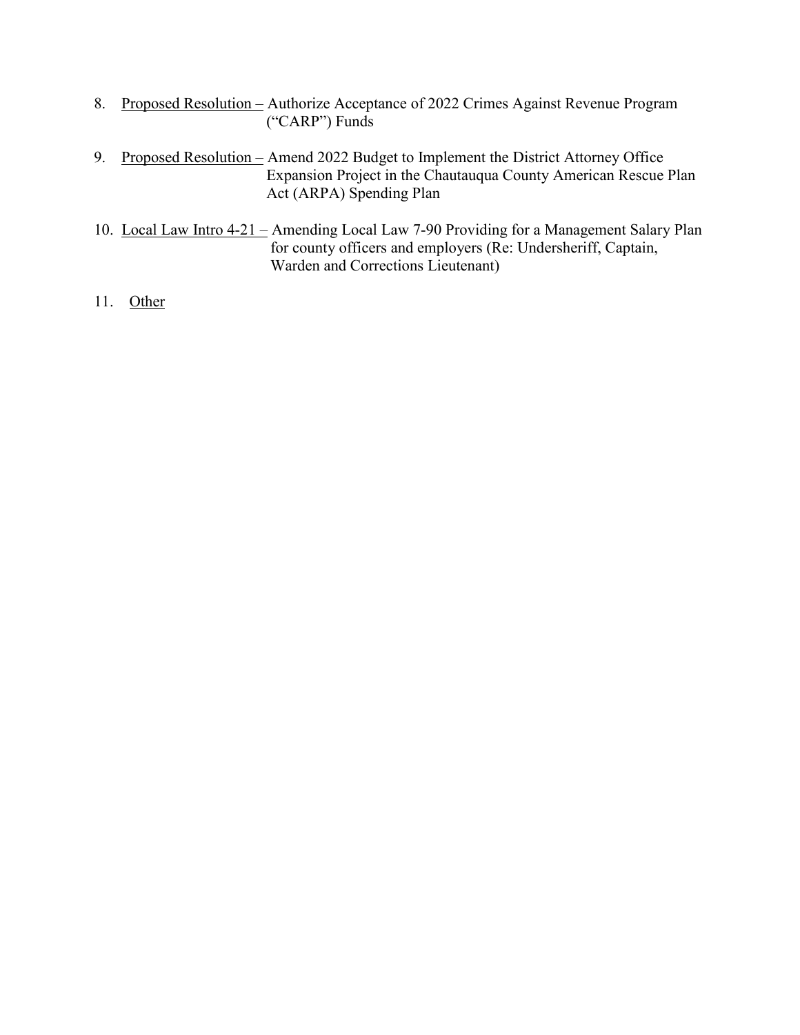8. <u>Proposed Resolution –</u> Authorize Acceptance of 2022 Crimes Against Revenue Program ("CARP") Funds

9. <u>Proposed Resolution –</u> Amend 2022 Budget to Implement the District Attorney Office Expansion Project in the Chautauqua County American Rescue Plan Act (ARPA) Spending Plan

10. <u>Local Law Intro 4-21 –</u> Amending Local Law 7-90 Providing for a Management Salary Plan for county officers and employers (Re: Undersheriff, Captain, Warden and Corrections Lieutenant)

11. <u>Other</u>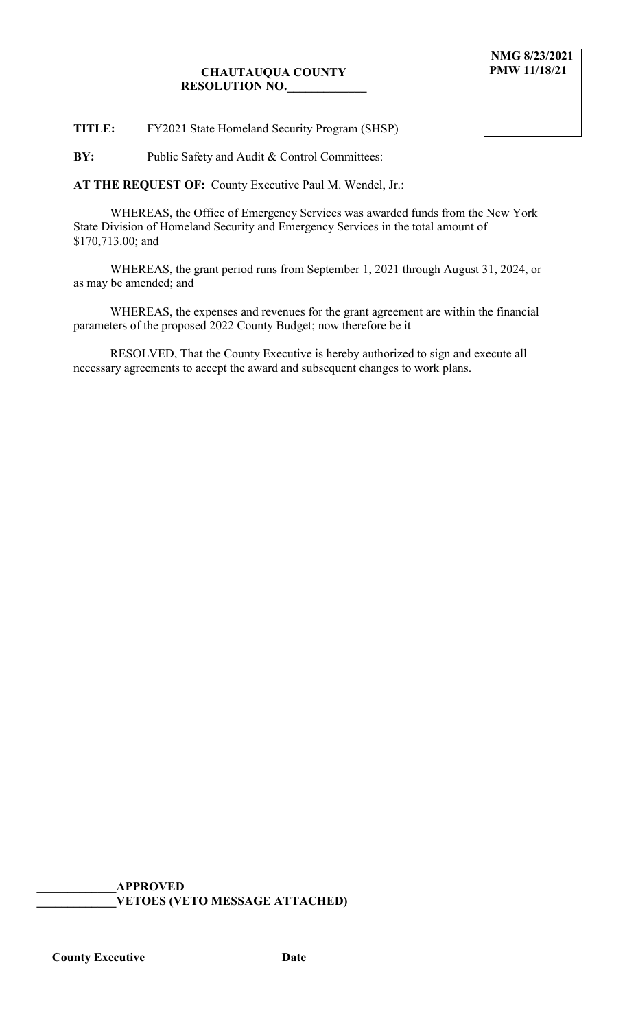**NMG 8/23/2021**
**PMW 11/18/21**

**CHAUTAUQUA COUNTY**
**RESOLUTION NO.\_\_\_\_\_\_\_\_\_\_\_\_\_**

**TITLE:** FY2021 State Homeland Security Program (SHSP)

**BY:** Public Safety and Audit & Control Committees:

**AT THE REQUEST OF:** County Executive Paul M. Wendel, Jr.:

WHEREAS, the Office of Emergency Services was awarded funds from the New York State Division of Homeland Security and Emergency Services in the total amount of $170,713.00; and

WHEREAS, the grant period runs from September 1, 2021 through August 31, 2024, or as may be amended; and

WHEREAS, the expenses and revenues for the grant agreement are within the financial parameters of the proposed 2022 County Budget; now therefore be it

RESOLVED, That the County Executive is hereby authorized to sign and execute all necessary agreements to accept the award and subsequent changes to work plans.

\_\_\_\_\_\_\_\_\_\_\_\_\_**APPROVED**
\_\_\_\_\_\_\_\_\_\_\_\_\_**VETOES (VETO MESSAGE ATTACHED)**

\_\_\_\_\_\_\_\_\_\_\_\_\_\_\_\_\_\_\_\_\_\_\_\_\_\_\_\_\_\_\_\_\_\_\_\_ \_\_\_\_\_\_\_\_\_\_\_\_\_\_\_
**County Executive** **Date**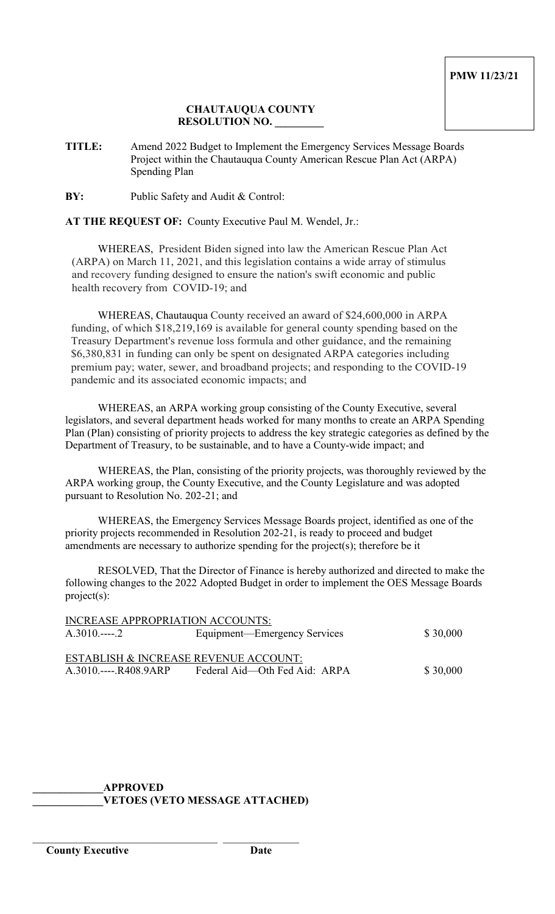**PMW 11/23/21**

**CHAUTAUQUA COUNTY**
**RESOLUTION NO. _________**

**TITLE:** Amend 2022 Budget to Implement the Emergency Services Message Boards Project within the Chautauqua County American Rescue Plan Act (ARPA) Spending Plan

**BY:** Public Safety and Audit & Control:

**AT THE REQUEST OF:** County Executive Paul M. Wendel, Jr.:

WHEREAS, President Biden signed into law the American Rescue Plan Act (ARPA) on March 11, 2021, and this legislation contains a wide array of stimulus and recovery funding designed to ensure the nation's swift economic and public health recovery from COVID-19; and

WHEREAS, Chautauqua County received an award of $24,600,000 in ARPA funding, of which $18,219,169 is available for general county spending based on the Treasury Department's revenue loss formula and other guidance, and the remaining $6,380,831 in funding can only be spent on designated ARPA categories including premium pay; water, sewer, and broadband projects; and responding to the COVID-19 pandemic and its associated economic impacts; and

WHEREAS, an ARPA working group consisting of the County Executive, several legislators, and several department heads worked for many months to create an ARPA Spending Plan (Plan) consisting of priority projects to address the key strategic categories as defined by the Department of Treasury, to be sustainable, and to have a County-wide impact; and

WHEREAS, the Plan, consisting of the priority projects, was thoroughly reviewed by the ARPA working group, the County Executive, and the County Legislature and was adopted pursuant to Resolution No. 202-21; and

WHEREAS, the Emergency Services Message Boards project, identified as one of the priority projects recommended in Resolution 202-21, is ready to proceed and budget amendments are necessary to authorize spending for the project(s); therefore be it

RESOLVED, That the Director of Finance is hereby authorized and directed to make the following changes to the 2022 Adopted Budget in order to implement the OES Message Boards project(s):

INCREASE APPROPRIATION ACCOUNTS:

| | | |
|---|---|---|
| A.3010.----.2 | Equipment—Emergency Services | $ 30,000 |

ESTABLISH & INCREASE REVENUE ACCOUNT:

| | | |
|---|---|---|
| A.3010.----.R408.9ARP | Federal Aid—Oth Fed Aid: ARPA | $ 30,000 |

_____________**APPROVED**
_____________**VETOES (VETO MESSAGE ATTACHED)**

___________________________________ ______________
**County Executive** **Date**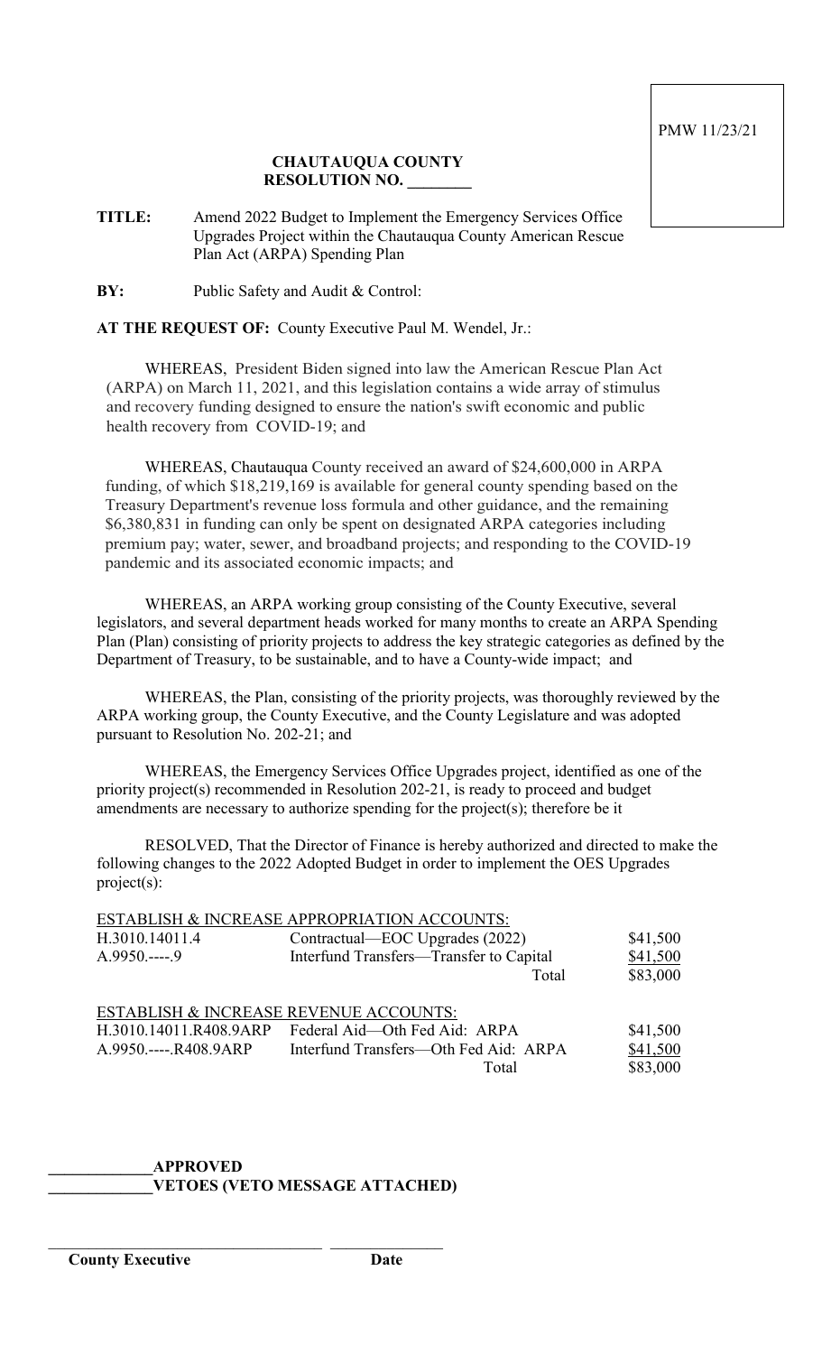PMW 11/23/21

**CHAUTAUQUA COUNTY**
**RESOLUTION NO. ________**

**TITLE:** Amend 2022 Budget to Implement the Emergency Services Office Upgrades Project within the Chautauqua County American Rescue Plan Act (ARPA) Spending Plan

**BY:** Public Safety and Audit & Control:

**AT THE REQUEST OF:** County Executive Paul M. Wendel, Jr.:

WHEREAS, President Biden signed into law the American Rescue Plan Act (ARPA) on March 11, 2021, and this legislation contains a wide array of stimulus and recovery funding designed to ensure the nation's swift economic and public health recovery from COVID-19; and

WHEREAS, Chautauqua County received an award of $24,600,000 in ARPA funding, of which $18,219,169 is available for general county spending based on the Treasury Department's revenue loss formula and other guidance, and the remaining $6,380,831 in funding can only be spent on designated ARPA categories including premium pay; water, sewer, and broadband projects; and responding to the COVID-19 pandemic and its associated economic impacts; and

WHEREAS, an ARPA working group consisting of the County Executive, several legislators, and several department heads worked for many months to create an ARPA Spending Plan (Plan) consisting of priority projects to address the key strategic categories as defined by the Department of Treasury, to be sustainable, and to have a County-wide impact; and

WHEREAS, the Plan, consisting of the priority projects, was thoroughly reviewed by the ARPA working group, the County Executive, and the County Legislature and was adopted pursuant to Resolution No. 202-21; and

WHEREAS, the Emergency Services Office Upgrades project, identified as one of the priority project(s) recommended in Resolution 202-21, is ready to proceed and budget amendments are necessary to authorize spending for the project(s); therefore be it

RESOLVED, That the Director of Finance is hereby authorized and directed to make the following changes to the 2022 Adopted Budget in order to implement the OES Upgrades project(s):

ESTABLISH & INCREASE APPROPRIATION ACCOUNTS:

| | | |
|---|---|---|
| H.3010.14011.4 | Contractual—EOC Upgrades (2022) | $41,500 |
| A.9950.----.9 | Interfund Transfers—Transfer to Capital | $41,500 |
| | Total | $83,000 |

ESTABLISH & INCREASE REVENUE ACCOUNTS:

| | | |
|---|---|---|
| H.3010.14011.R408.9ARP | Federal Aid—Oth Fed Aid: ARPA | $41,500 |
| A.9950.----.R408.9ARP | Interfund Transfers—Oth Fed Aid: ARPA | $41,500 |
| | Total | $83,000 |

_____________**APPROVED**
_____________**VETOES (VETO MESSAGE ATTACHED)**

___________________________________ ______________
**County Executive** **Date**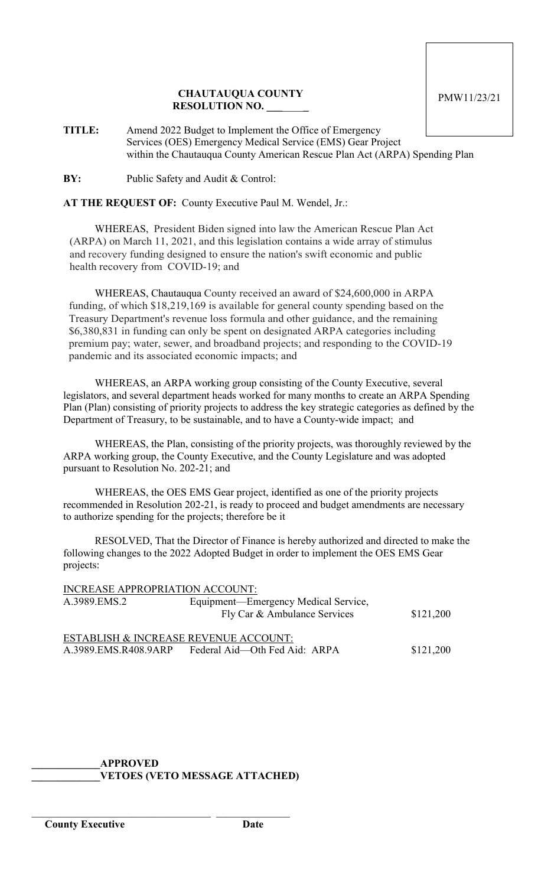PMW11/23/21

**CHAUTAUQUA COUNTY**
**RESOLUTION NO. \_\_\_\_\_\_\_\_**

**TITLE:** Amend 2022 Budget to Implement the Office of Emergency Services (OES) Emergency Medical Service (EMS) Gear Project within the Chautauqua County American Rescue Plan Act (ARPA) Spending Plan

**BY:** Public Safety and Audit & Control:

**AT THE REQUEST OF:** County Executive Paul M. Wendel, Jr.:

WHEREAS, President Biden signed into law the American Rescue Plan Act (ARPA) on March 11, 2021, and this legislation contains a wide array of stimulus and recovery funding designed to ensure the nation's swift economic and public health recovery from COVID-19; and

WHEREAS, Chautauqua County received an award of $24,600,000 in ARPA funding, of which $18,219,169 is available for general county spending based on the Treasury Department's revenue loss formula and other guidance, and the remaining $6,380,831 in funding can only be spent on designated ARPA categories including premium pay; water, sewer, and broadband projects; and responding to the COVID-19 pandemic and its associated economic impacts; and

WHEREAS, an ARPA working group consisting of the County Executive, several legislators, and several department heads worked for many months to create an ARPA Spending Plan (Plan) consisting of priority projects to address the key strategic categories as defined by the Department of Treasury, to be sustainable, and to have a County-wide impact; and

WHEREAS, the Plan, consisting of the priority projects, was thoroughly reviewed by the ARPA working group, the County Executive, and the County Legislature and was adopted pursuant to Resolution No. 202-21; and

WHEREAS, the OES EMS Gear project, identified as one of the priority projects recommended in Resolution 202-21, is ready to proceed and budget amendments are necessary to authorize spending for the projects; therefore be it

RESOLVED, That the Director of Finance is hereby authorized and directed to make the following changes to the 2022 Adopted Budget in order to implement the OES EMS Gear projects:

INCREASE APPROPRIATION ACCOUNT:

| | | |
|---|---|---|
| A.3989.EMS.2 | Equipment—Emergency Medical Service, Fly Car & Ambulance Services | $121,200 |

ESTABLISH & INCREASE REVENUE ACCOUNT:

| | | |
|---|---|---|
| A.3989.EMS.R408.9ARP | Federal Aid—Oth Fed Aid: ARPA | $121,200 |

\_\_\_\_\_\_\_\_\_\_\_\_\_**APPROVED**
\_\_\_\_\_\_\_\_\_\_\_\_\_**VETOES (VETO MESSAGE ATTACHED)**

\_\_\_\_\_\_\_\_\_\_\_\_\_\_\_\_\_\_\_\_\_\_\_\_\_\_\_\_\_\_\_\_\_\_\_ \_\_\_\_\_\_\_\_\_\_\_\_\_\_\_
**County Executive** **Date**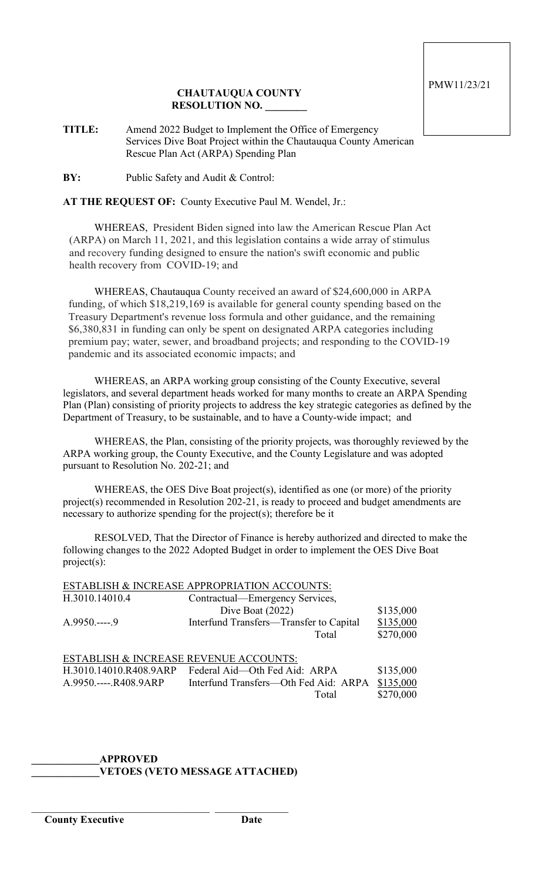PMW11/23/21

**CHAUTAUQUA COUNTY**
**RESOLUTION NO. ________**

**TITLE:** Amend 2022 Budget to Implement the Office of Emergency Services Dive Boat Project within the Chautauqua County American Rescue Plan Act (ARPA) Spending Plan

**BY:** Public Safety and Audit & Control:

**AT THE REQUEST OF:** County Executive Paul M. Wendel, Jr.:

WHEREAS, President Biden signed into law the American Rescue Plan Act (ARPA) on March 11, 2021, and this legislation contains a wide array of stimulus and recovery funding designed to ensure the nation's swift economic and public health recovery from COVID-19; and

WHEREAS, Chautauqua County received an award of $24,600,000 in ARPA funding, of which $18,219,169 is available for general county spending based on the Treasury Department's revenue loss formula and other guidance, and the remaining $6,380,831 in funding can only be spent on designated ARPA categories including premium pay; water, sewer, and broadband projects; and responding to the COVID-19 pandemic and its associated economic impacts; and

WHEREAS, an ARPA working group consisting of the County Executive, several legislators, and several department heads worked for many months to create an ARPA Spending Plan (Plan) consisting of priority projects to address the key strategic categories as defined by the Department of Treasury, to be sustainable, and to have a County-wide impact; and

WHEREAS, the Plan, consisting of the priority projects, was thoroughly reviewed by the ARPA working group, the County Executive, and the County Legislature and was adopted pursuant to Resolution No. 202-21; and

WHEREAS, the OES Dive Boat project(s), identified as one (or more) of the priority project(s) recommended in Resolution 202-21, is ready to proceed and budget amendments are necessary to authorize spending for the project(s); therefore be it

RESOLVED, That the Director of Finance is hereby authorized and directed to make the following changes to the 2022 Adopted Budget in order to implement the OES Dive Boat project(s):

ESTABLISH & INCREASE APPROPRIATION ACCOUNTS:

| | | |
|---|---|---|
| H.3010.14010.4 | Contractual—Emergency Services, Dive Boat (2022) | $135,000 |
| A.9950.----.9 | Interfund Transfers—Transfer to Capital | $135,000 |
| | Total | $270,000 |

ESTABLISH & INCREASE REVENUE ACCOUNTS:

| | | |
|---|---|---|
| H.3010.14010.R408.9ARP | Federal Aid—Oth Fed Aid: ARPA | $135,000 |
| A.9950.----.R408.9ARP | Interfund Transfers—Oth Fed Aid: ARPA | $135,000 |
| | Total | $270,000 |

_____________**APPROVED**
_____________**VETOES (VETO MESSAGE ATTACHED)**

___________________________________ _______________
**County Executive** **Date**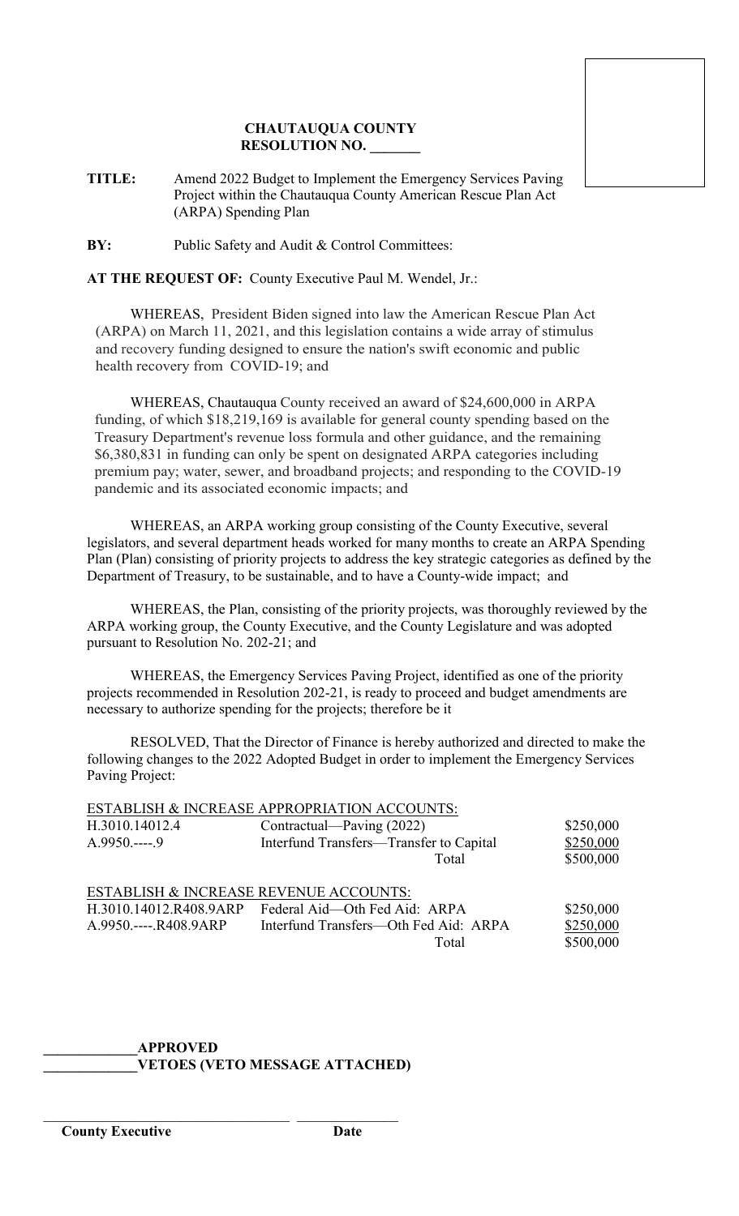**CHAUTAUQUA COUNTY**
**RESOLUTION NO. _______**

**TITLE:** Amend 2022 Budget to Implement the Emergency Services Paving Project within the Chautauqua County American Rescue Plan Act (ARPA) Spending Plan

**BY:** Public Safety and Audit & Control Committees:

**AT THE REQUEST OF:** County Executive Paul M. Wendel, Jr.:

WHEREAS, President Biden signed into law the American Rescue Plan Act (ARPA) on March 11, 2021, and this legislation contains a wide array of stimulus and recovery funding designed to ensure the nation's swift economic and public health recovery from COVID-19; and

WHEREAS, Chautauqua County received an award of $24,600,000 in ARPA funding, of which $18,219,169 is available for general county spending based on the Treasury Department's revenue loss formula and other guidance, and the remaining $6,380,831 in funding can only be spent on designated ARPA categories including premium pay; water, sewer, and broadband projects; and responding to the COVID-19 pandemic and its associated economic impacts; and

WHEREAS, an ARPA working group consisting of the County Executive, several legislators, and several department heads worked for many months to create an ARPA Spending Plan (Plan) consisting of priority projects to address the key strategic categories as defined by the Department of Treasury, to be sustainable, and to have a County-wide impact; and

WHEREAS, the Plan, consisting of the priority projects, was thoroughly reviewed by the ARPA working group, the County Executive, and the County Legislature and was adopted pursuant to Resolution No. 202-21; and

WHEREAS, the Emergency Services Paving Project, identified as one of the priority projects recommended in Resolution 202-21, is ready to proceed and budget amendments are necessary to authorize spending for the projects; therefore be it

RESOLVED, That the Director of Finance is hereby authorized and directed to make the following changes to the 2022 Adopted Budget in order to implement the Emergency Services Paving Project:

ESTABLISH & INCREASE APPROPRIATION ACCOUNTS:

| Account | Description | Amount |
|---|---|---|
| H.3010.14012.4 | Contractual—Paving (2022) | $250,000 |
| A.9950.----.9 | Interfund Transfers—Transfer to Capital | $250,000 |
| | Total | $500,000 |

ESTABLISH & INCREASE REVENUE ACCOUNTS:

| Account | Description | Amount |
|---|---|---|
| H.3010.14012.R408.9ARP | Federal Aid—Oth Fed Aid: ARPA | $250,000 |
| A.9950.----.R408.9ARP | Interfund Transfers—Oth Fed Aid: ARPA | $250,000 |
| | Total | $500,000 |

_____________**APPROVED**
_____________**VETOES (VETO MESSAGE ATTACHED)**

___________________________________ _______________
**County Executive** **Date**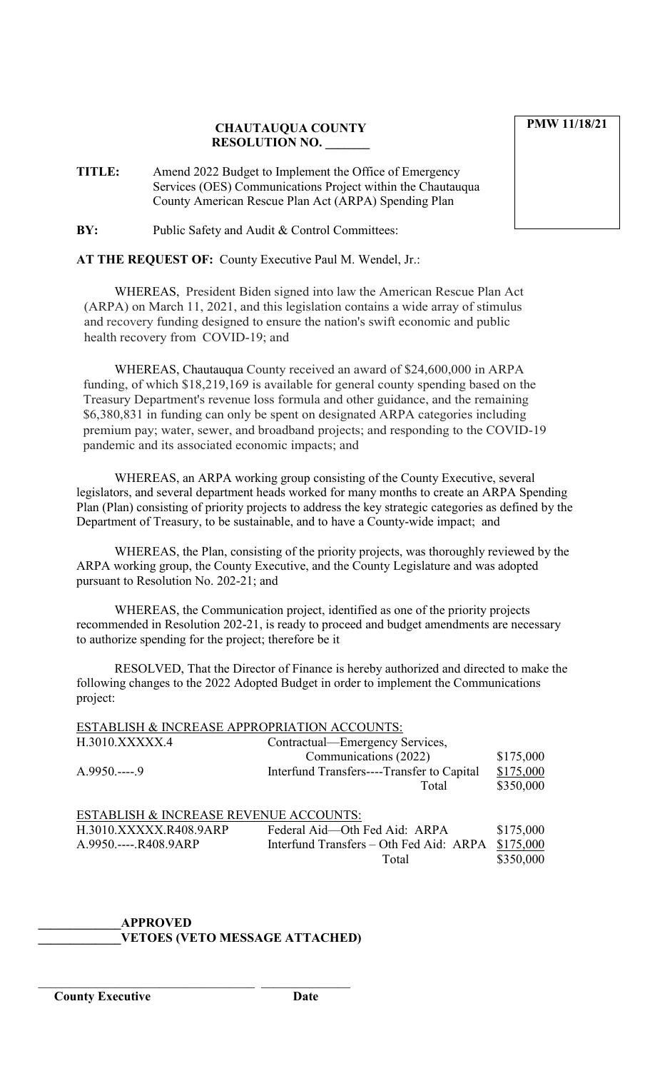**PMW 11/18/21**

**CHAUTAUQUA COUNTY**
**RESOLUTION NO. _______**

**TITLE:** Amend 2022 Budget to Implement the Office of Emergency Services (OES) Communications Project within the Chautauqua County American Rescue Plan Act (ARPA) Spending Plan

**BY:** Public Safety and Audit & Control Committees:

**AT THE REQUEST OF:** County Executive Paul M. Wendel, Jr.:

WHEREAS, President Biden signed into law the American Rescue Plan Act (ARPA) on March 11, 2021, and this legislation contains a wide array of stimulus and recovery funding designed to ensure the nation's swift economic and public health recovery from COVID-19; and

WHEREAS, Chautauqua County received an award of $24,600,000 in ARPA funding, of which $18,219,169 is available for general county spending based on the Treasury Department's revenue loss formula and other guidance, and the remaining $6,380,831 in funding can only be spent on designated ARPA categories including premium pay; water, sewer, and broadband projects; and responding to the COVID-19 pandemic and its associated economic impacts; and

WHEREAS, an ARPA working group consisting of the County Executive, several legislators, and several department heads worked for many months to create an ARPA Spending Plan (Plan) consisting of priority projects to address the key strategic categories as defined by the Department of Treasury, to be sustainable, and to have a County-wide impact; and

WHEREAS, the Plan, consisting of the priority projects, was thoroughly reviewed by the ARPA working group, the County Executive, and the County Legislature and was adopted pursuant to Resolution No. 202-21; and

WHEREAS, the Communication project, identified as one of the priority projects recommended in Resolution 202-21, is ready to proceed and budget amendments are necessary to authorize spending for the project; therefore be it

RESOLVED, That the Director of Finance is hereby authorized and directed to make the following changes to the 2022 Adopted Budget in order to implement the Communications project:

ESTABLISH & INCREASE APPROPRIATION ACCOUNTS:

| | | |
|---|---|---|
| H.3010.XXXXX.4 | Contractual—Emergency Services, Communications (2022) | $175,000 |
| A.9950.----.9 | Interfund Transfers----Transfer to Capital | $175,000 |
| | Total | $350,000 |

ESTABLISH & INCREASE REVENUE ACCOUNTS:

| | | |
|---|---|---|
| H.3010.XXXXX.R408.9ARP | Federal Aid—Oth Fed Aid: ARPA | $175,000 |
| A.9950.----.R408.9ARP | Interfund Transfers – Oth Fed Aid: ARPA | $175,000 |
| | Total | $350,000 |

_____________**APPROVED**
_____________**VETOES (VETO MESSAGE ATTACHED)**

_________________________________ ______________
**County Executive** **Date**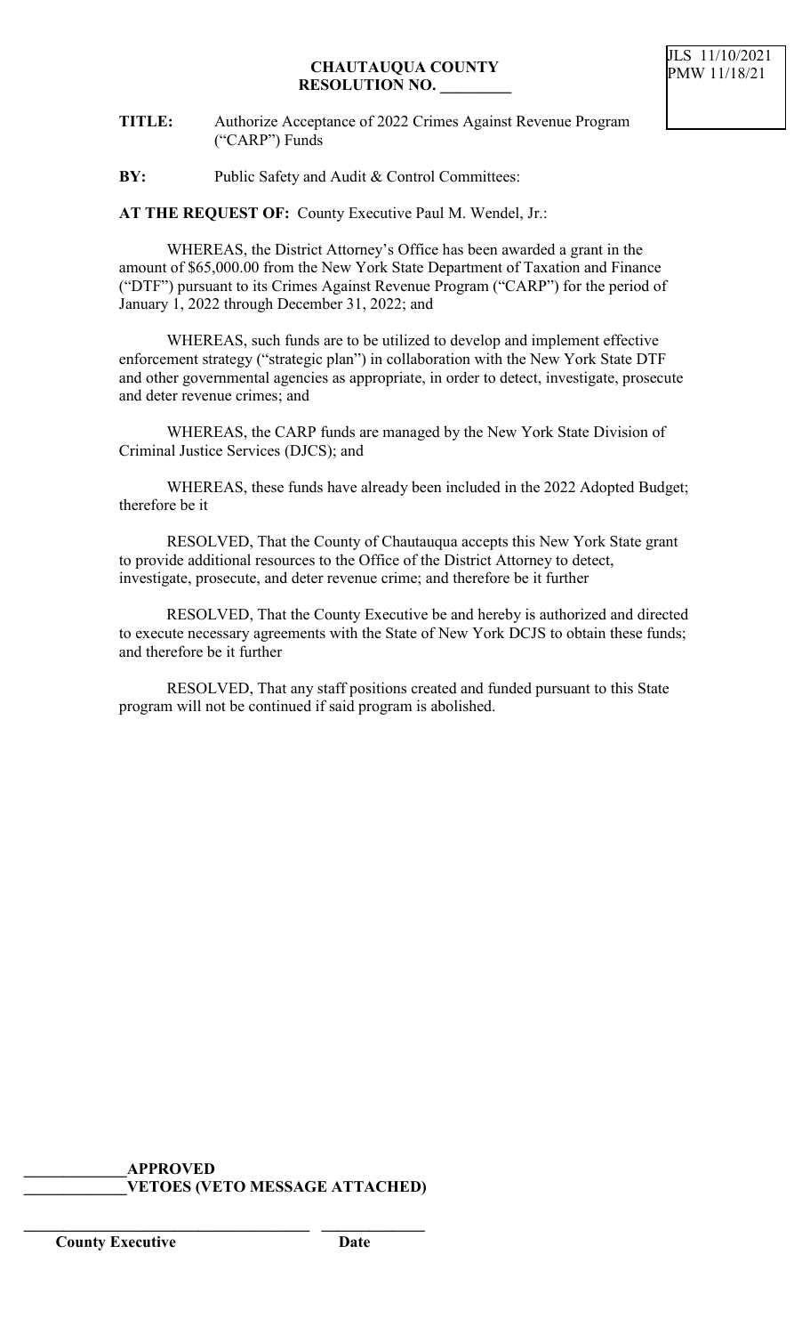JLS 11/10/2021
PMW 11/18/21

**CHAUTAUQUA COUNTY**
**RESOLUTION NO. _________**

**TITLE:** Authorize Acceptance of 2022 Crimes Against Revenue Program ("CARP") Funds

**BY:** Public Safety and Audit & Control Committees:

**AT THE REQUEST OF:** County Executive Paul M. Wendel, Jr.:

WHEREAS, the District Attorney's Office has been awarded a grant in the amount of $65,000.00 from the New York State Department of Taxation and Finance ("DTF") pursuant to its Crimes Against Revenue Program ("CARP") for the period of January 1, 2022 through December 31, 2022; and

WHEREAS, such funds are to be utilized to develop and implement effective enforcement strategy ("strategic plan") in collaboration with the New York State DTF and other governmental agencies as appropriate, in order to detect, investigate, prosecute and deter revenue crimes; and

WHEREAS, the CARP funds are managed by the New York State Division of Criminal Justice Services (DJCS); and

WHEREAS, these funds have already been included in the 2022 Adopted Budget; therefore be it

RESOLVED, That the County of Chautauqua accepts this New York State grant to provide additional resources to the Office of the District Attorney to detect, investigate, prosecute, and deter revenue crime; and therefore be it further

RESOLVED, That the County Executive be and hereby is authorized and directed to execute necessary agreements with the State of New York DCJS to obtain these funds; and therefore be it further

RESOLVED, That any staff positions created and funded pursuant to this State program will not be continued if said program is abolished.

_____________**APPROVED**
_____________**VETOES (VETO MESSAGE ATTACHED)**

_____________________________________ _____________
**County Executive** **Date**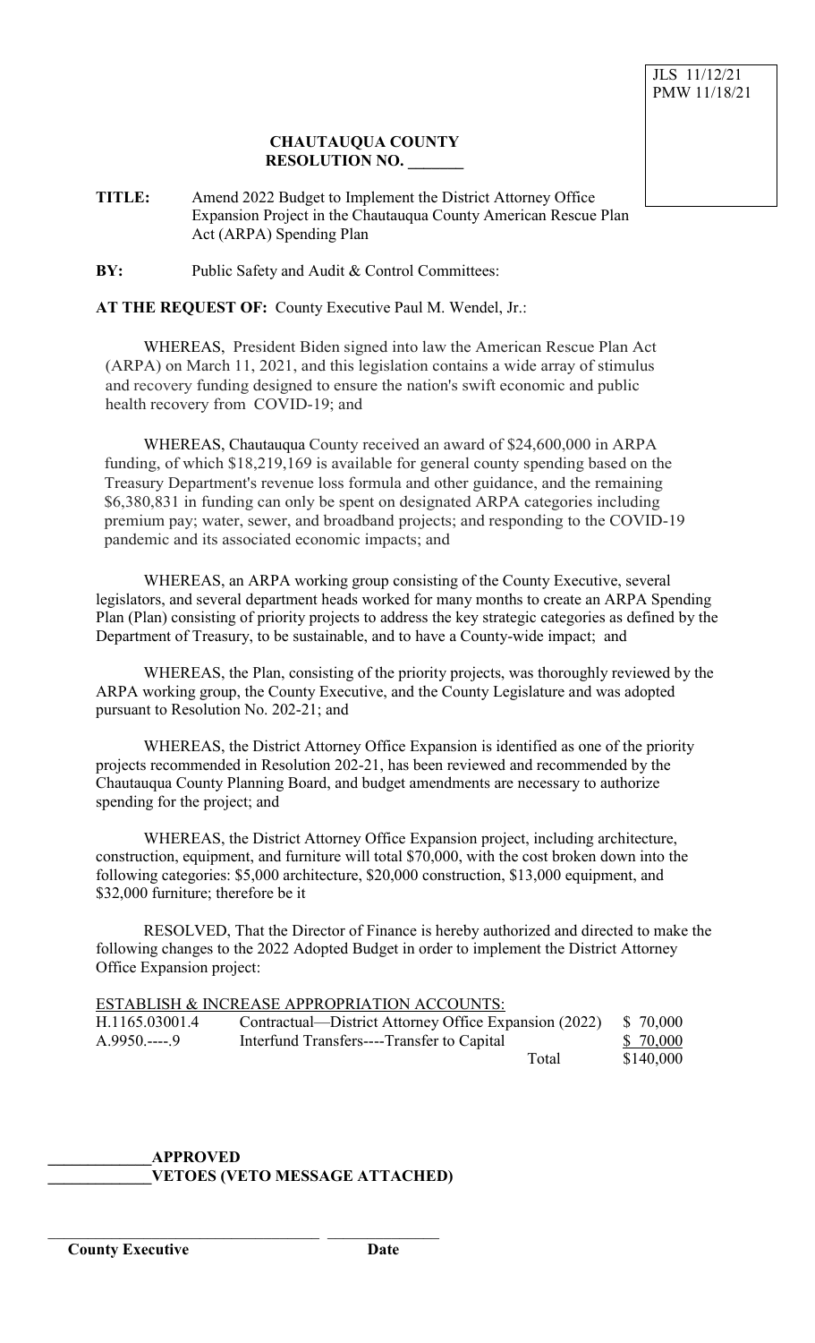JLS 11/12/21
PMW 11/18/21

**CHAUTAUQUA COUNTY**
**RESOLUTION NO. _______**

**TITLE:** Amend 2022 Budget to Implement the District Attorney Office Expansion Project in the Chautauqua County American Rescue Plan Act (ARPA) Spending Plan

**BY:** Public Safety and Audit & Control Committees:

**AT THE REQUEST OF:** County Executive Paul M. Wendel, Jr.:

WHEREAS, President Biden signed into law the American Rescue Plan Act (ARPA) on March 11, 2021, and this legislation contains a wide array of stimulus and recovery funding designed to ensure the nation's swift economic and public health recovery from COVID-19; and

WHEREAS, Chautauqua County received an award of $24,600,000 in ARPA funding, of which $18,219,169 is available for general county spending based on the Treasury Department's revenue loss formula and other guidance, and the remaining $6,380,831 in funding can only be spent on designated ARPA categories including premium pay; water, sewer, and broadband projects; and responding to the COVID-19 pandemic and its associated economic impacts; and

WHEREAS, an ARPA working group consisting of the County Executive, several legislators, and several department heads worked for many months to create an ARPA Spending Plan (Plan) consisting of priority projects to address the key strategic categories as defined by the Department of Treasury, to be sustainable, and to have a County-wide impact; and

WHEREAS, the Plan, consisting of the priority projects, was thoroughly reviewed by the ARPA working group, the County Executive, and the County Legislature and was adopted pursuant to Resolution No. 202-21; and

WHEREAS, the District Attorney Office Expansion is identified as one of the priority projects recommended in Resolution 202-21, has been reviewed and recommended by the Chautauqua County Planning Board, and budget amendments are necessary to authorize spending for the project; and

WHEREAS, the District Attorney Office Expansion project, including architecture, construction, equipment, and furniture will total $70,000, with the cost broken down into the following categories: $5,000 architecture, $20,000 construction, $13,000 equipment, and $32,000 furniture; therefore be it

RESOLVED, That the Director of Finance is hereby authorized and directed to make the following changes to the 2022 Adopted Budget in order to implement the District Attorney Office Expansion project:

ESTABLISH & INCREASE APPROPRIATION ACCOUNTS:

| | | |
|---|---|---|
| H.1165.03001.4 | Contractual—District Attorney Office Expansion (2022) | $ 70,000 |
| A.9950.----.9 | Interfund Transfers----Transfer to Capital | $ 70,000 |
| | Total | $140,000 |

_____________**APPROVED**
_____________**VETOES (VETO MESSAGE ATTACHED)**

_________________________________ ______________
**County Executive** **Date**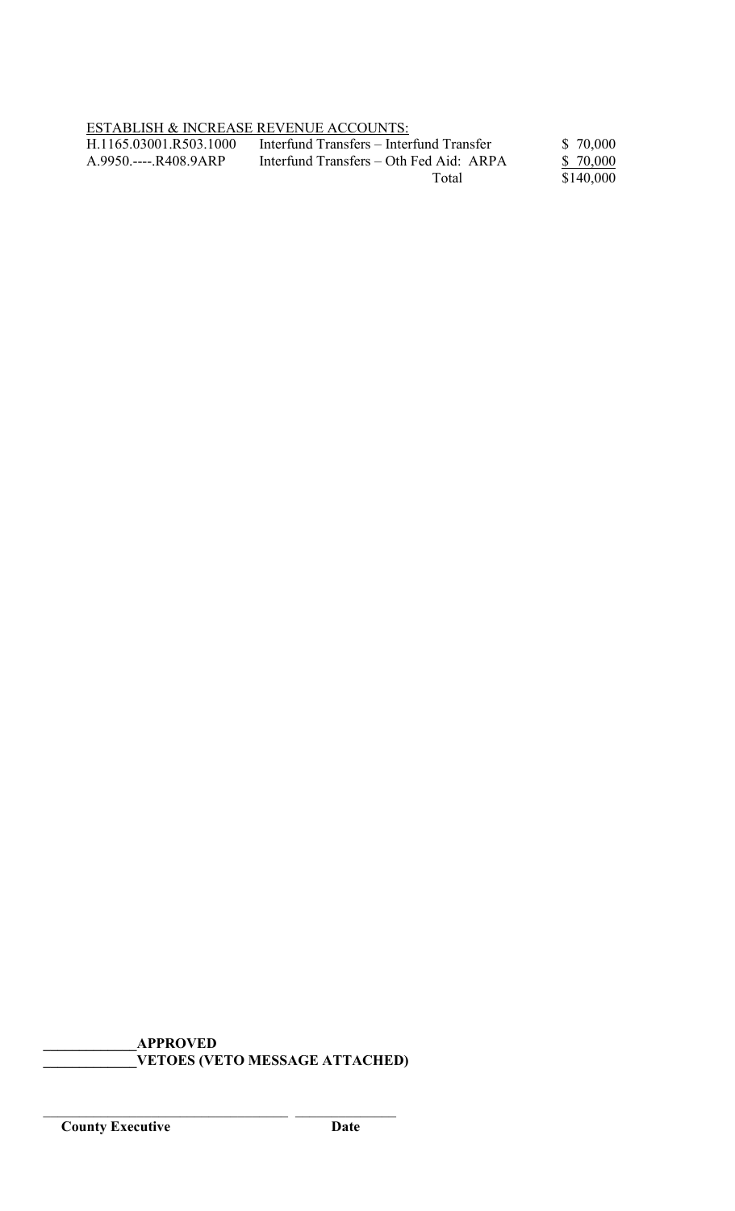ESTABLISH & INCREASE REVENUE ACCOUNTS:

| | | |
|---|---|---|
| H.1165.03001.R503.1000 | Interfund Transfers – Interfund Transfer | $ 70,000 |
| A.9950.----.R408.9ARP | Interfund Transfers – Oth Fed Aid: ARPA | $ 70,000 |
| | Total | $140,000 |

**\_\_\_\_\_\_\_\_\_\_\_\_\_APPROVED**

**\_\_\_\_\_\_\_\_\_\_\_\_\_VETOES (VETO MESSAGE ATTACHED)**

\_\_\_\_\_\_\_\_\_\_\_\_\_\_\_\_\_\_\_\_\_\_\_\_\_\_\_\_\_\_\_\_\_\_\_ \_\_\_\_\_\_\_\_\_\_\_\_\_\_\_

**County Executive** **Date**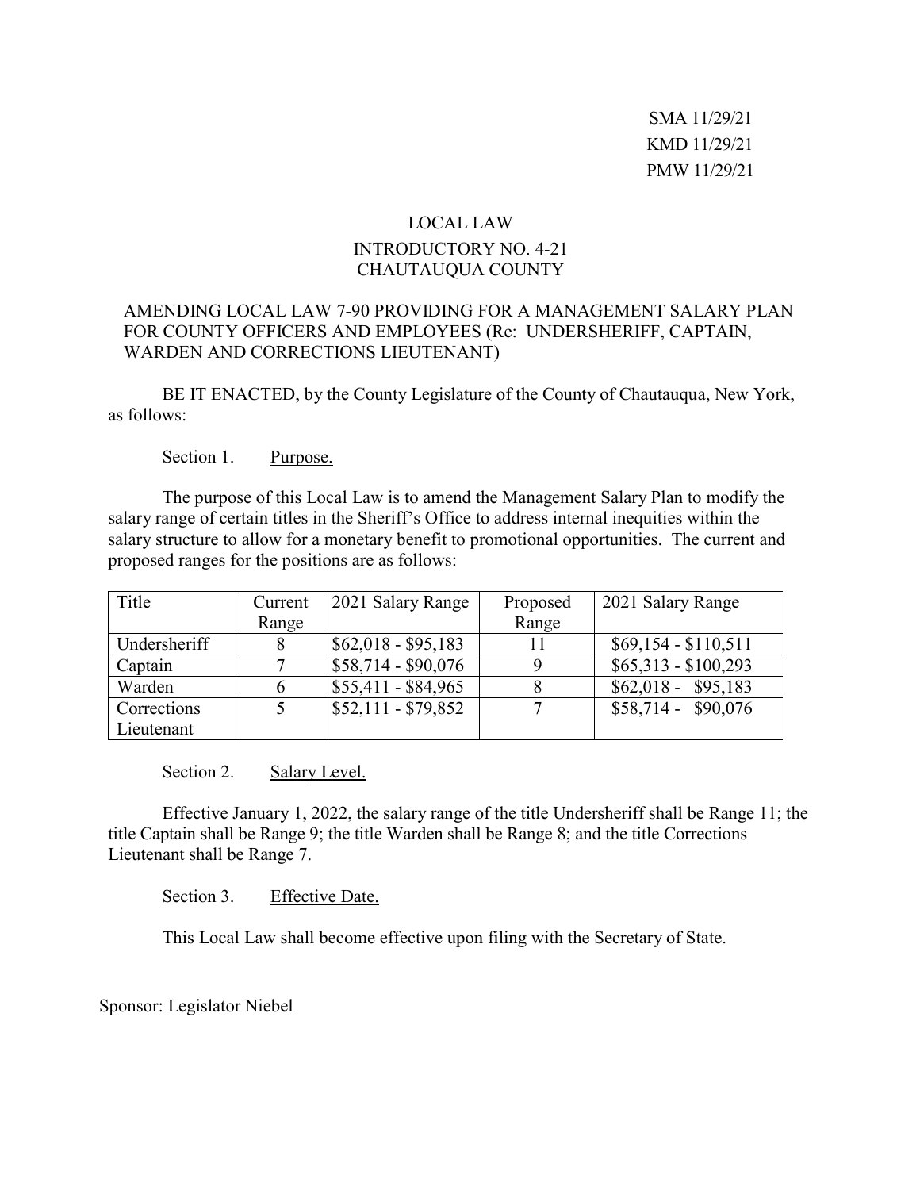SMA 11/29/21
KMD 11/29/21
PMW 11/29/21

# LOCAL LAW
## INTRODUCTORY NO. 4-21
## CHAUTAUQUA COUNTY

AMENDING LOCAL LAW 7-90 PROVIDING FOR A MANAGEMENT SALARY PLAN FOR COUNTY OFFICERS AND EMPLOYEES (Re: UNDERSHERIFF, CAPTAIN, WARDEN AND CORRECTIONS LIEUTENANT)

BE IT ENACTED, by the County Legislature of the County of Chautauqua, New York, as follows:

Section 1. Purpose.

The purpose of this Local Law is to amend the Management Salary Plan to modify the salary range of certain titles in the Sheriff's Office to address internal inequities within the salary structure to allow for a monetary benefit to promotional opportunities. The current and proposed ranges for the positions are as follows:

| Title | Current Range | 2021 Salary Range | Proposed Range | 2021 Salary Range |
|---|---|---|---|---|
| Undersheriff | 8 | $62,018 - $95,183 | 11 | $69,154 - $110,511 |
| Captain | 7 | $58,714 - $90,076 | 9 | $65,313 - $100,293 |
| Warden | 6 | $55,411 - $84,965 | 8 | $62,018 - $95,183 |
| Corrections Lieutenant | 5 | $52,111 - $79,852 | 7 | $58,714 - $90,076 |

Section 2. Salary Level.

Effective January 1, 2022, the salary range of the title Undersheriff shall be Range 11; the title Captain shall be Range 9; the title Warden shall be Range 8; and the title Corrections Lieutenant shall be Range 7.

Section 3. Effective Date.

This Local Law shall become effective upon filing with the Secretary of State.

Sponsor: Legislator Niebel